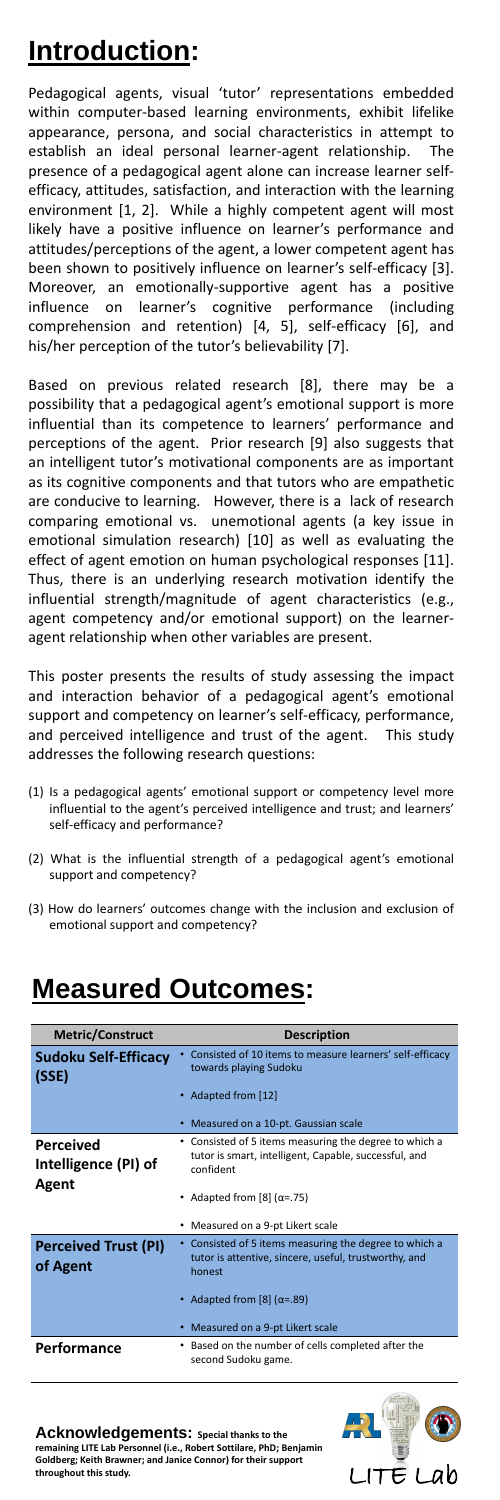# Introduction:

Pedagogical agents, visual 'tutor' representations embedded within computer-based learning environments, exhibit lifelike appearance, persona, and social characteristics in attempt to establish an ideal personal learner-agent relationship. The presence of a pedagogical agent alone can increase learner self-efficacy, attitudes, satisfaction, and interaction with the learning environment [1, 2]. While a highly competent agent will most likely have a positive influence on learner's performance and attitudes/perceptions of the agent, a lower competent agent has been shown to positively influence on learner's self-efficacy [3]. Moreover, an emotionally-supportive agent has a positive influence on learner's cognitive performance (including comprehension and retention) [4, 5], self-efficacy [6], and his/her perception of the tutor's believability [7].

Based on previous related research [8], there may be a possibility that a pedagogical agent's emotional support is more influential than its competence to learners' performance and perceptions of the agent. Prior research [9] also suggests that an intelligent tutor's motivational components are as important as its cognitive components and that tutors who are empathetic are conducive to learning. However, there is a lack of research comparing emotional vs. unemotional agents (a key issue in emotional simulation research) [10] as well as evaluating the effect of agent emotion on human psychological responses [11]. Thus, there is an underlying research motivation identify the influential strength/magnitude of agent characteristics (e.g., agent competency and/or emotional support) on the learner-agent relationship when other variables are present.

This poster presents the results of study assessing the impact and interaction behavior of a pedagogical agent's emotional support and competency on learner's self-efficacy, performance, and perceived intelligence and trust of the agent. This study addresses the following research questions:

(1) Is a pedagogical agents' emotional support or competency level more influential to the agent's perceived intelligence and trust; and learners' self-efficacy and performance?

(2) What is the influential strength of a pedagogical agent's emotional support and competency?

(3) How do learners' outcomes change with the inclusion and exclusion of emotional support and competency?

# Measured Outcomes:

| Metric/Construct | Description |
|---|---|
| **Sudoku Self-Efficacy (SSE)** | • Consisted of 10 items to measure learners' self-efficacy towards playing Sudoku<br>• Adapted from [12]<br>• Measured on a 10-pt. Gaussian scale |
| **Perceived Intelligence (PI) of Agent** | • Consisted of 5 items measuring the degree to which a tutor is smart, intelligent, Capable, successful, and confident<br>• Adapted from [8] ($\alpha$=.75)<br>• Measured on a 9-pt Likert scale |
| **Perceived Trust (PI) of Agent** | • Consisted of 5 items measuring the degree to which a tutor is attentive, sincere, useful, trustworthy, and honest<br>• Adapted from [8] ($\alpha$=.89)<br>• Measured on a 9-pt Likert scale |
| **Performance** | • Based on the number of cells completed after the second Sudoku game. |

**Acknowledgements:** **Special thanks to the remaining LITE Lab Personnel (i.e., Robert Sottilare, PhD; Benjamin Goldberg; Keith Brawner; and Janice Connor) for their support throughout this study.**

LITE Lab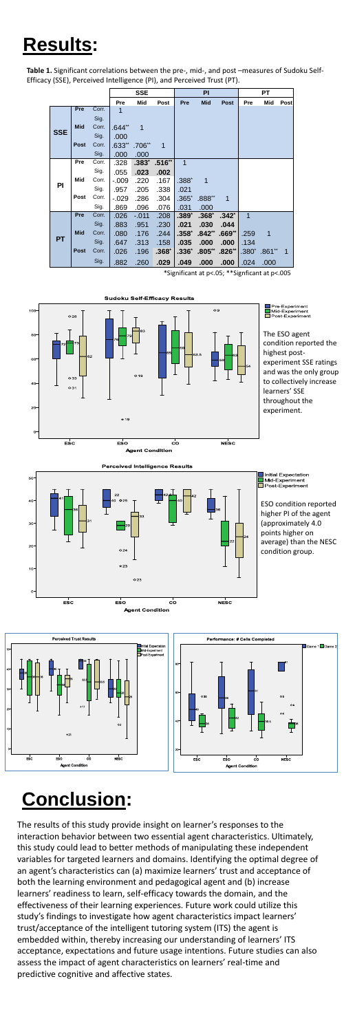# Results:

**Table 1.** Significant correlations between the pre-, mid-, and post –measures of Sudoku Self-Efficacy (SSE), Perceived Intelligence (PI), and Perceived Trust (PT).

| | | | SSE | | | PI | | | PT | | |
|---|---|---|---|---|---|---|---|---|---|---|---|
| | | | Pre | Mid | Post | Pre | Mid | Post | Pre | Mid | Post |
| SSE | Pre | Corr. | 1 | | | | | | | | |
| | | Sig. | | | | | | | | | |
| | Mid | Corr. | .644** | 1 | | | | | | | |
| | | Sig. | .000 | | | | | | | | |
| | Post | Corr. | .633** | .706** | 1 | | | | | | |
| | | Sig. | .000 | .000 | | | | | | | |
| PI | Pre | Corr. | .328 | **.383*** | **.516**** | 1 | | | | | |
| | | Sig. | .055 | .023 | .002 | | | | | | |
| | Mid | Corr. | -.009 | .220 | .167 | .388* | 1 | | | | |
| | | Sig. | .957 | .205 | .338 | .021 | | | | | |
| | Post | Corr. | -.029 | .286 | .304 | .365* | .888** | 1 | | | |
| | | Sig. | .869 | .096 | .076 | .031 | .000 | | | | |
| PT | Pre | Corr. | .026 | -.011 | .208 | **.389*** | **.368*** | **.342*** | 1 | | |
| | | Sig. | .883 | .951 | .230 | .021 | .030 | .044 | | | |
| | Mid | Corr. | .080 | .176 | .244 | **.358*** | **.842**** | **.669**** | .259 | 1 | |
| | | Sig. | .647 | .313 | .158 | .035 | .000 | .000 | .134 | | |
| | Post | Corr. | .026 | .196 | **.368*** | **.336*** | **.805**** | **.826**** | .380* | .861** | 1 |
| | | Sig. | .882 | .260 | .029 | .049 | .000 | .000 | .024 | .000 | |

*Significant at p<.05; **Signficant at p<.005

Sudoku Self-Efficacy Results

Pre-Experiment
Mid-Experiment
Post-Experiment

ESC
ESO
CO
NESC
Agent Condition

The ESO agent condition reported the highest post-experiment SSE ratings and was the only group to collectively increase learners' SSE throughout the experiment.

Perceived Intelligence Results

Initial Expectation
Mid-Experiment
Post-Experiment

ESC
ESO
CO
NESC
Agent Condition

ESO condition reported higher PI of the agent (approximately 4.0 points higher on average) than the NESC condition group.

Perceived Trust Results

Initial Expectation
Mid-Experiment
Post-Experiment

ESC
ESO
CO
NESC
Agent Condition

Performance: # Cells Completed

Game 1
Game 2

ESC
ESO
CO
NESC
Agent Condition

# Conclusion:

The results of this study provide insight on learner's responses to the interaction behavior between two essential agent characteristics. Ultimately, this study could lead to better methods of manipulating these independent variables for targeted learners and domains. Identifying the optimal degree of an agent's characteristics can (a) maximize learners' trust and acceptance of both the learning environment and pedagogical agent and (b) increase learners' readiness to learn, self-efficacy towards the domain, and the effectiveness of their learning experiences. Future work could utilize this study's findings to investigate how agent characteristics impact learners' trust/acceptance of the intelligent tutoring system (ITS) the agent is embedded within, thereby increasing our understanding of learners' ITS acceptance, expectations and future usage intentions. Future studies can also assess the impact of agent characteristics on learners' real-time and predictive cognitive and affective states.